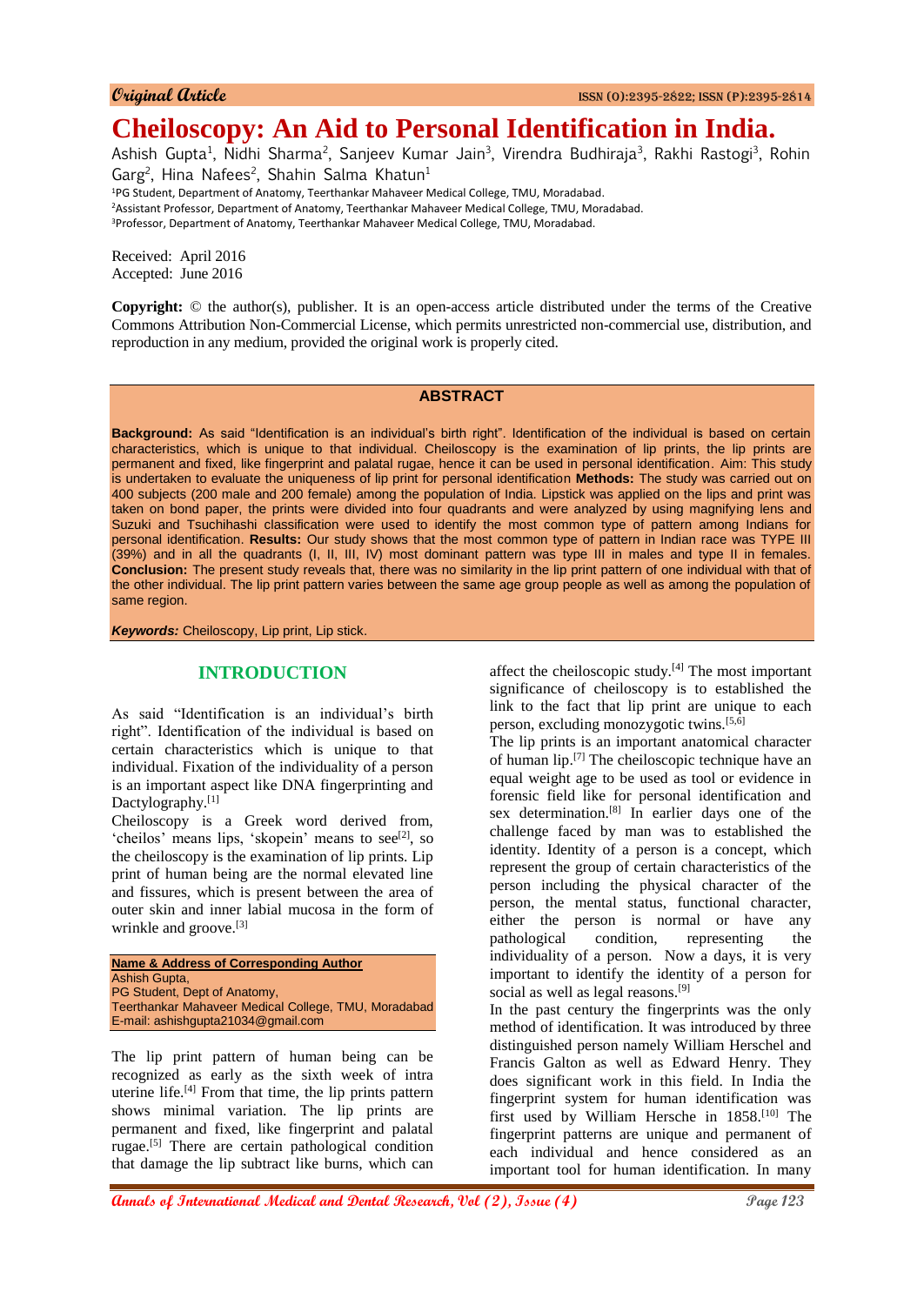Original Article

# Cheiloscopy: An Aid to Personal Identification in India.

Ashish Gupta[1], Nidhi Sharma[2], Sanjeev Kumar Jain[3], Virendra Budhiraja[3], Rakhi Rastogi[3], Rohin Garg[2], Hina Nafees[2], Shahin Salma Khatun[1]

[1]PG Student, Department of Anatomy, Teerthankar Mahaveer Medical College, TMU, Moradabad.
[2]Assistant Professor, Department of Anatomy, Teerthankar Mahaveer Medical College, TMU, Moradabad.
[3]Professor, Department of Anatomy, Teerthankar Mahaveer Medical College, TMU, Moradabad.

Received: April 2016
Accepted: June 2016

**Copyright:** © the author(s), publisher. It is an open-access article distributed under the terms of the Creative Commons Attribution Non-Commercial License, which permits unrestricted non-commercial use, distribution, and reproduction in any medium, provided the original work is properly cited.

## ABSTRACT

**Background:** As said "Identification is an individual's birth right". Identification of the individual is based on certain characteristics, which is unique to that individual. Cheiloscopy is the examination of lip prints, the lip prints are permanent and fixed, like fingerprint and palatal rugae, hence it can be used in personal identification. Aim: This study is undertaken to evaluate the uniqueness of lip print for personal identification **Methods:** The study was carried out on 400 subjects (200 male and 200 female) among the population of India. Lipstick was applied on the lips and print was taken on bond paper, the prints were divided into four quadrants and were analyzed by using magnifying lens and Suzuki and Tsuchihashi classification were used to identify the most common type of pattern among Indians for personal identification. **Results:** Our study shows that the most common type of pattern in Indian race was TYPE III (39%) and in all the quadrants (I, II, III, IV) most dominant pattern was type III in males and type II in females. **Conclusion:** The present study reveals that, there was no similarity in the lip print pattern of one individual with that of the other individual. The lip print pattern varies between the same age group people as well as among the population of same region.

***Keywords:*** Cheiloscopy, Lip print, Lip stick.

## INTRODUCTION

As said "Identification is an individual's birth right". Identification of the individual is based on certain characteristics which is unique to that individual. Fixation of the individuality of a person is an important aspect like DNA fingerprinting and Dactylography.[1]

Cheiloscopy is a Greek word derived from, 'cheilos' means lips, 'skopein' means to see[2], so the cheiloscopy is the examination of lip prints. Lip print of human being are the normal elevated line and fissures, which is present between the area of outer skin and inner labial mucosa in the form of wrinkle and groove.[3]

**Name & Address of Corresponding Author**
Ashish Gupta,
PG Student, Dept of Anatomy,
Teerthankar Mahaveer Medical College, TMU, Moradabad
E-mail: ashishgupta21034@gmail.com

The lip print pattern of human being can be recognized as early as the sixth week of intra uterine life.[4] From that time, the lip prints pattern shows minimal variation. The lip prints are permanent and fixed, like fingerprint and palatal rugae.[5] There are certain pathological condition that damage the lip subtract like burns, which can affect the cheiloscopic study.[4] The most important significance of cheiloscopy is to established the link to the fact that lip print are unique to each person, excluding monozygotic twins.[5,6]

The lip prints is an important anatomical character of human lip.[7] The cheiloscopic technique have an equal weight age to be used as tool or evidence in forensic field like for personal identification and sex determination.[8] In earlier days one of the challenge faced by man was to established the identity. Identity of a person is a concept, which represent the group of certain characteristics of the person including the physical character of the person, the mental status, functional character, either the person is normal or have any pathological condition, representing the individuality of a person. Now a days, it is very important to identify the identity of a person for social as well as legal reasons.[9]

In the past century the fingerprints was the only method of identification. It was introduced by three distinguished person namely William Herschel and Francis Galton as well as Edward Henry. They does significant work in this field. In India the fingerprint system for human identification was first used by William Hersche in 1858.[10] The fingerprint patterns are unique and permanent of each individual and hence considered as an important tool for human identification. In many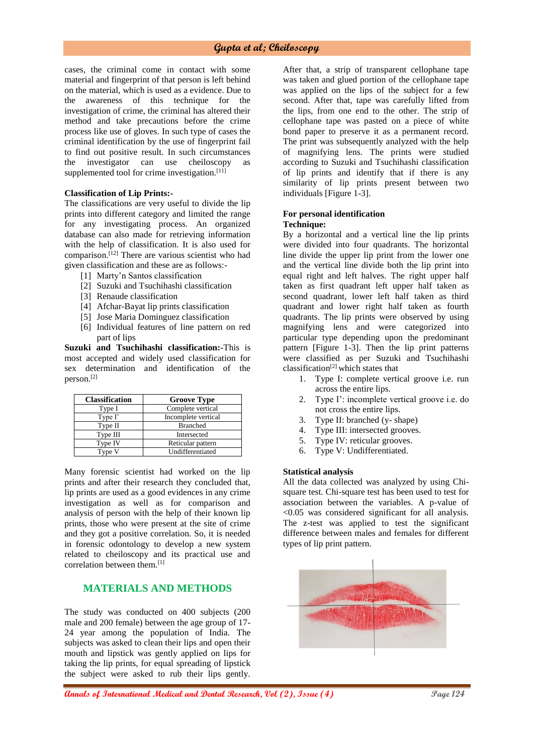cases, the criminal come in contact with some material and fingerprint of that person is left behind on the material, which is used as a evidence. Due to the awareness of this technique for the investigation of crime, the criminal has altered their method and take precautions before the crime process like use of gloves. In such type of cases the criminal identification by the use of fingerprint fail to find out positive result. In such circumstances the investigator can use cheiloscopy as supplemented tool for crime investigation.[11]

**Classification of Lip Prints:-**

The classifications are very useful to divide the lip prints into different category and limited the range for any investigating process. An organized database can also made for retrieving information with the help of classification. It is also used for comparison.[12] There are various scientist who had given classification and these are as follows:-

[1] Marty'n Santos classification
[2] Suzuki and Tsuchihashi classification
[3] Renaude classification
[4] Afchar-Bayat lip prints classification
[5] Jose Maria Dominguez classification
[6] Individual features of line pattern on red part of lips

**Suzuki and Tsuchihashi classification:-** This is most accepted and widely used classification for sex determination and identification of the person.[2]

| Classification | Groove Type |
|---|---|
| Type I | Complete vertical |
| Type I' | Incomplete vertical |
| Type II | Branched |
| Type III | Intersected |
| Type IV | Reticular pattern |
| Type V | Undifferentiated |

Many forensic scientist had worked on the lip prints and after their research they concluded that, lip prints are used as a good evidences in any crime investigation as well as for comparison and analysis of person with the help of their known lip prints, those who were present at the site of crime and they got a positive correlation. So, it is needed in forensic odontology to develop a new system related to cheiloscopy and its practical use and correlation between them.[1]

## MATERIALS AND METHODS

The study was conducted on 400 subjects (200 male and 200 female) between the age group of 17-24 year among the population of India. The subjects was asked to clean their lips and open their mouth and lipstick was gently applied on lips for taking the lip prints, for equal spreading of lipstick the subject were asked to rub their lips gently. After that, a strip of transparent cellophane tape was taken and glued portion of the cellophane tape was applied on the lips of the subject for a few second. After that, tape was carefully lifted from the lips, from one end to the other. The strip of cellophane tape was pasted on a piece of white bond paper to preserve it as a permanent record. The print was subsequently analyzed with the help of magnifying lens. The prints were studied according to Suzuki and Tsuchihashi classification of lip prints and identify that if there is any similarity of lip prints present between two individuals [Figure 1-3].

**For personal identification**

**Technique:**

By a horizontal and a vertical line the lip prints were divided into four quadrants. The horizontal line divide the upper lip print from the lower one and the vertical line divide both the lip print into equal right and left halves. The right upper half taken as first quadrant left upper half taken as second quadrant, lower left half taken as third quadrant and lower right half taken as fourth quadrants. The lip prints were observed by using magnifying lens and were categorized into particular type depending upon the predominant pattern [Figure 1-3]. Then the lip print patterns were classified as per Suzuki and Tsuchihashi classification[2] which states that

1. Type I: complete vertical groove i.e. run across the entire lips.
2. Type I': incomplete vertical groove i.e. do not cross the entire lips.
3. Type II: branched (y- shape)
4. Type III: intersected grooves.
5. Type IV: reticular grooves.
6. Type V: Undifferentiated.

**Statistical analysis**

All the data collected was analyzed by using Chi-square test. Chi-square test has been used to test for association between the variables. A p-value of $<0.05$ was considered significant for all analysis. The z-test was applied to test the significant difference between males and females for different types of lip print pattern.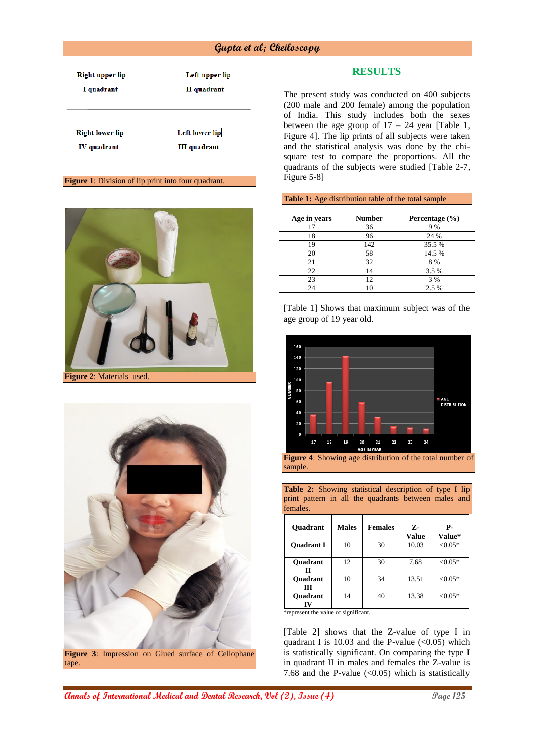| Right upper lip I quadrant | Left upper lip II quadrant |
|---|---|
| Right lower lip IV quadrant | Left lower lip III quadrant |

**Figure 1**: Division of lip print into four quadrant.

**Figure 2**: Materials used.

**Figure 3**: Impression on Glued surface of Cellophane tape.

## RESULTS

The present study was conducted on 400 subjects (200 male and 200 female) among the population of India. This study includes both the sexes between the age group of 17 – 24 year [Table 1, Figure 4]. The lip prints of all subjects were taken and the statistical analysis was done by the chi-square test to compare the proportions. All the quadrants of the subjects were studied [Table 2-7, Figure 5-8]

**Table 1:** Age distribution table of the total sample

| Age in years | Number | Percentage (%) |
|---|---|---|
| 17 | 36 | 9 % |
| 18 | 96 | 24 % |
| 19 | 142 | 35.5 % |
| 20 | 58 | 14.5 % |
| 21 | 32 | 8 % |
| 22 | 14 | 3.5 % |
| 23 | 12 | 3 % |
| 24 | 10 | 2.5 % |

[Table 1] Shows that maximum subject was of the age group of 19 year old.

**Figure 4**: Showing age distribution of the total number of sample.

**Table 2:** Showing statistical description of type I lip print pattern in all the quadrants between males and females.

| Quadrant | Males | Females | Z-Value | P-Value* |
|---|---|---|---|---|
| Quadrant I | 10 | 30 | 10.03 | <0.05* |
| Quadrant II | 12 | 30 | 7.68 | <0.05* |
| Quadrant III | 10 | 34 | 13.51 | <0.05* |
| Quadrant IV | 14 | 40 | 13.38 | <0.05* |

*represent the value of significant.

[Table 2] shows that the Z-value of type I in quadrant I is 10.03 and the P-value (<0.05) which is statistically significant. On comparing the type I in quadrant II in males and females the Z-value is 7.68 and the P-value (<0.05) which is statistically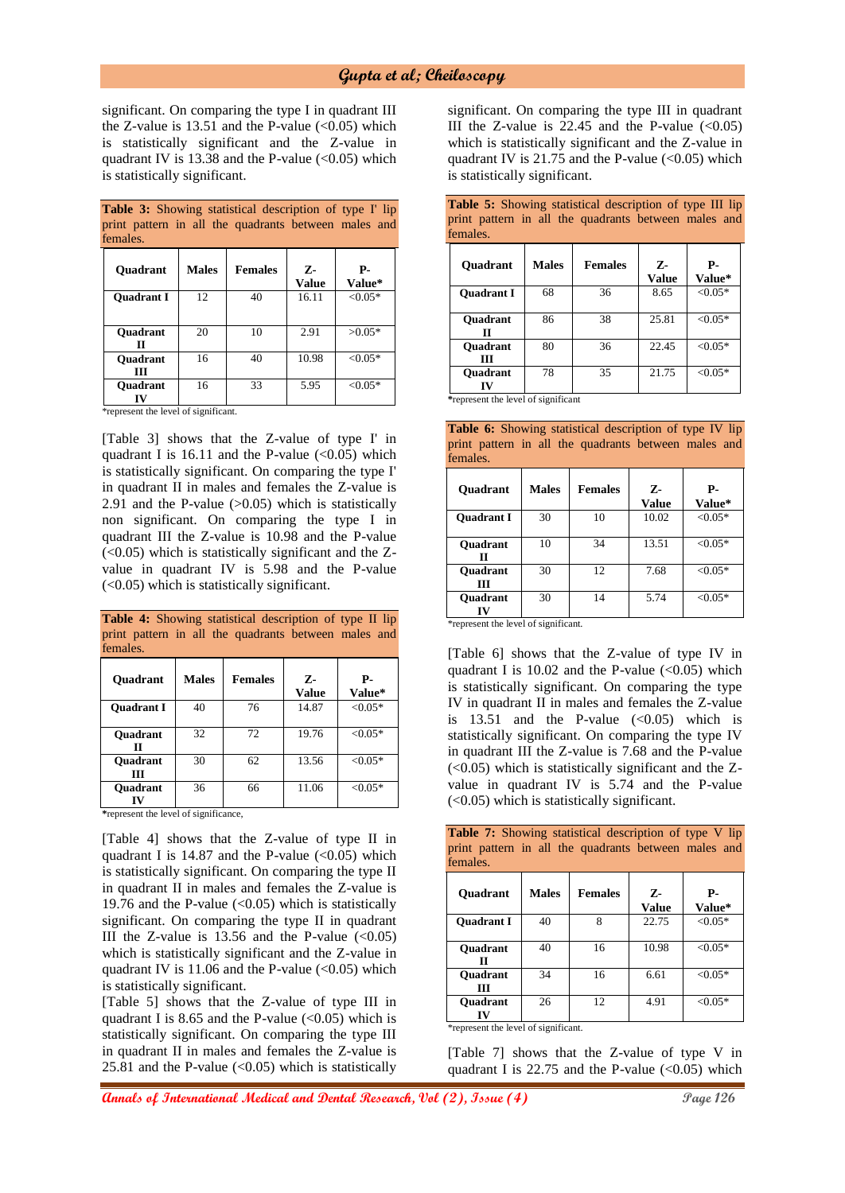significant. On comparing the type I in quadrant III the Z-value is 13.51 and the P-value (<0.05) which is statistically significant and the Z-value in quadrant IV is 13.38 and the P-value (<0.05) which is statistically significant.

**Table 3:** Showing statistical description of type I' lip print pattern in all the quadrants between males and females.

| Quadrant | Males | Females | Z-Value | P-Value* |
|---|---|---|---|---|
| Quadrant I | 12 | 40 | 16.11 | <0.05* |
| Quadrant II | 20 | 10 | 2.91 | >0.05* |
| Quadrant III | 16 | 40 | 10.98 | <0.05* |
| Quadrant IV | 16 | 33 | 5.95 | <0.05* |

*represent the level of significant.

[Table 3] shows that the Z-value of type I' in quadrant I is 16.11 and the P-value (<0.05) which is statistically significant. On comparing the type I' in quadrant II in males and females the Z-value is 2.91 and the P-value (>0.05) which is statistically non significant. On comparing the type I in quadrant III the Z-value is 10.98 and the P-value (<0.05) which is statistically significant and the Z-value in quadrant IV is 5.98 and the P-value (<0.05) which is statistically significant.

**Table 4:** Showing statistical description of type II lip print pattern in all the quadrants between males and females.

| Quadrant | Males | Females | Z-Value | P-Value* |
|---|---|---|---|---|
| Quadrant I | 40 | 76 | 14.87 | <0.05* |
| Quadrant II | 32 | 72 | 19.76 | <0.05* |
| Quadrant III | 30 | 62 | 13.56 | <0.05* |
| Quadrant IV | 36 | 66 | 11.06 | <0.05* |

*represent the level of significance,

[Table 4] shows that the Z-value of type II in quadrant I is 14.87 and the P-value (<0.05) which is statistically significant. On comparing the type II in quadrant II in males and females the Z-value is 19.76 and the P-value (<0.05) which is statistically significant. On comparing the type II in quadrant III the Z-value is 13.56 and the P-value (<0.05) which is statistically significant and the Z-value in quadrant IV is 11.06 and the P-value (<0.05) which is statistically significant.

[Table 5] shows that the Z-value of type III in quadrant I is 8.65 and the P-value (<0.05) which is statistically significant. On comparing the type III in quadrant II in males and females the Z-value is 25.81 and the P-value (<0.05) which is statistically significant. On comparing the type III in quadrant III the Z-value is 22.45 and the P-value (<0.05) which is statistically significant and the Z-value in quadrant IV is 21.75 and the P-value (<0.05) which is statistically significant.

**Table 5:** Showing statistical description of type III lip print pattern in all the quadrants between males and females.

| Quadrant | Males | Females | Z-Value | P-Value* |
|---|---|---|---|---|
| Quadrant I | 68 | 36 | 8.65 | <0.05* |
| Quadrant II | 86 | 38 | 25.81 | <0.05* |
| Quadrant III | 80 | 36 | 22.45 | <0.05* |
| Quadrant IV | 78 | 35 | 21.75 | <0.05* |

*represent the level of significant

**Table 6:** Showing statistical description of type IV lip print pattern in all the quadrants between males and females.

| Quadrant | Males | Females | Z-Value | P-Value* |
|---|---|---|---|---|
| Quadrant I | 30 | 10 | 10.02 | <0.05* |
| Quadrant II | 10 | 34 | 13.51 | <0.05* |
| Quadrant III | 30 | 12 | 7.68 | <0.05* |
| Quadrant IV | 30 | 14 | 5.74 | <0.05* |

*represent the level of significant.

[Table 6] shows that the Z-value of type IV in quadrant I is 10.02 and the P-value (<0.05) which is statistically significant. On comparing the type IV in quadrant II in males and females the Z-value is 13.51 and the P-value (<0.05) which is statistically significant. On comparing the type IV in quadrant III the Z-value is 7.68 and the P-value (<0.05) which is statistically significant and the Z-value in quadrant IV is 5.74 and the P-value (<0.05) which is statistically significant.

**Table 7:** Showing statistical description of type V lip print pattern in all the quadrants between males and females.

| Quadrant | Males | Females | Z-Value | P-Value* |
|---|---|---|---|---|
| Quadrant I | 40 | 8 | 22.75 | <0.05* |
| Quadrant II | 40 | 16 | 10.98 | <0.05* |
| Quadrant III | 34 | 16 | 6.61 | <0.05* |
| Quadrant IV | 26 | 12 | 4.91 | <0.05* |

*represent the level of significant.

[Table 7] shows that the Z-value of type V in quadrant I is 22.75 and the P-value (<0.05) which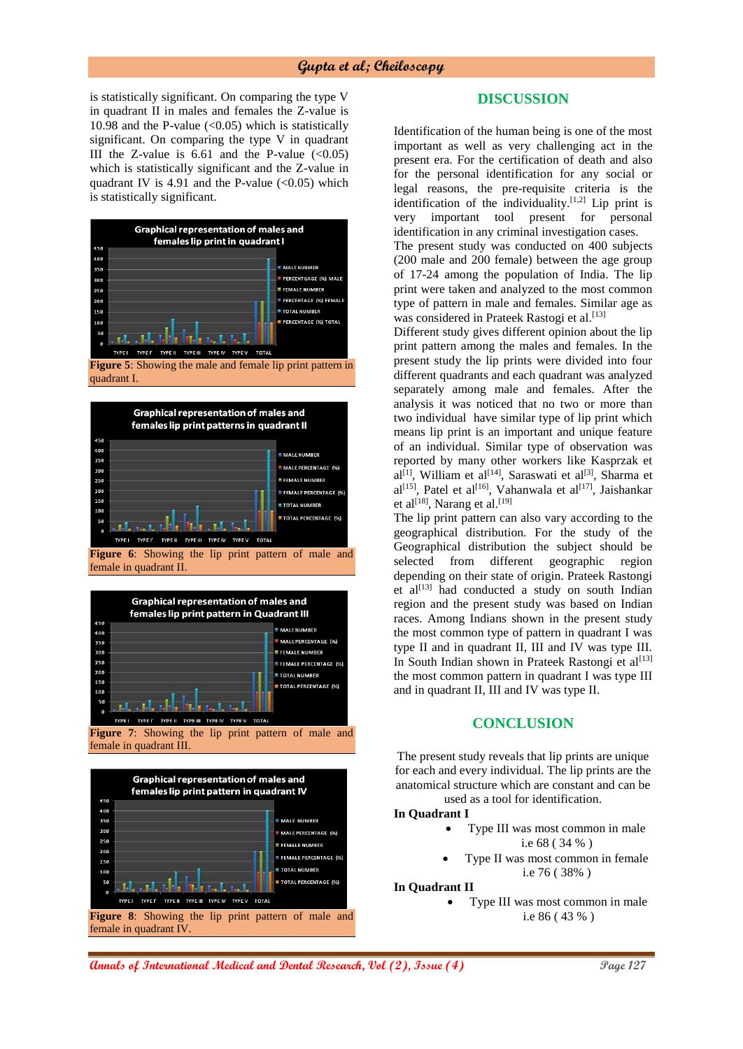is statistically significant. On comparing the type V in quadrant II in males and females the Z-value is 10.98 and the P-value (<0.05) which is statistically significant. On comparing the type V in quadrant III the Z-value is 6.61 and the P-value (<0.05) which is statistically significant and the Z-value in quadrant IV is 4.91 and the P-value (<0.05) which is statistically significant.

**Figure 5**: Showing the male and female lip print pattern in quadrant I.

**Figure 6**: Showing the lip print pattern of male and female in quadrant II.

**Figure 7**: Showing the lip print pattern of male and female in quadrant III.

**Figure 8**: Showing the lip print pattern of male and female in quadrant IV.

## DISCUSSION

Identification of the human being is one of the most important as well as very challenging act in the present era. For the certification of death and also for the personal identification for any social or legal reasons, the pre-requisite criteria is the identification of the individuality.[1,2] Lip print is very important tool present for personal identification in any criminal investigation cases.

The present study was conducted on 400 subjects (200 male and 200 female) between the age group of 17-24 among the population of India. The lip print were taken and analyzed to the most common type of pattern in male and females. Similar age as was considered in Prateek Rastogi et al.[13]

Different study gives different opinion about the lip print pattern among the males and females. In the present study the lip prints were divided into four different quadrants and each quadrant was analyzed separately among male and females. After the analysis it was noticed that no two or more than two individual have similar type of lip print which means lip print is an important and unique feature of an individual. Similar type of observation was reported by many other workers like Kasprzak et al[1], William et al[14], Saraswati et al[3], Sharma et al[15], Patel et al[16], Vahanwala et al[17], Jaishankar et al[18], Narang et al.[19]

The lip print pattern can also vary according to the geographical distribution. For the study of the Geographical distribution the subject should be selected from different geographic region depending on their state of origin. Prateek Rastongi et al[13] had conducted a study on south Indian region and the present study was based on Indian races. Among Indians shown in the present study the most common type of pattern in quadrant I was type II and in quadrant II, III and IV was type III. In South Indian shown in Prateek Rastogi et al[13] the most common pattern in quadrant I was type III and in quadrant II, III and IV was type II.

## CONCLUSION

The present study reveals that lip prints are unique for each and every individual. The lip prints are the anatomical structure which are constant and can be used as a tool for identification.

**In Quadrant I**

- Type III was most common in male i.e 68 ( 34 % )
- Type II was most common in female i.e 76 ( 38% )

**In Quadrant II**

- Type III was most common in male i.e 86 ( 43 % )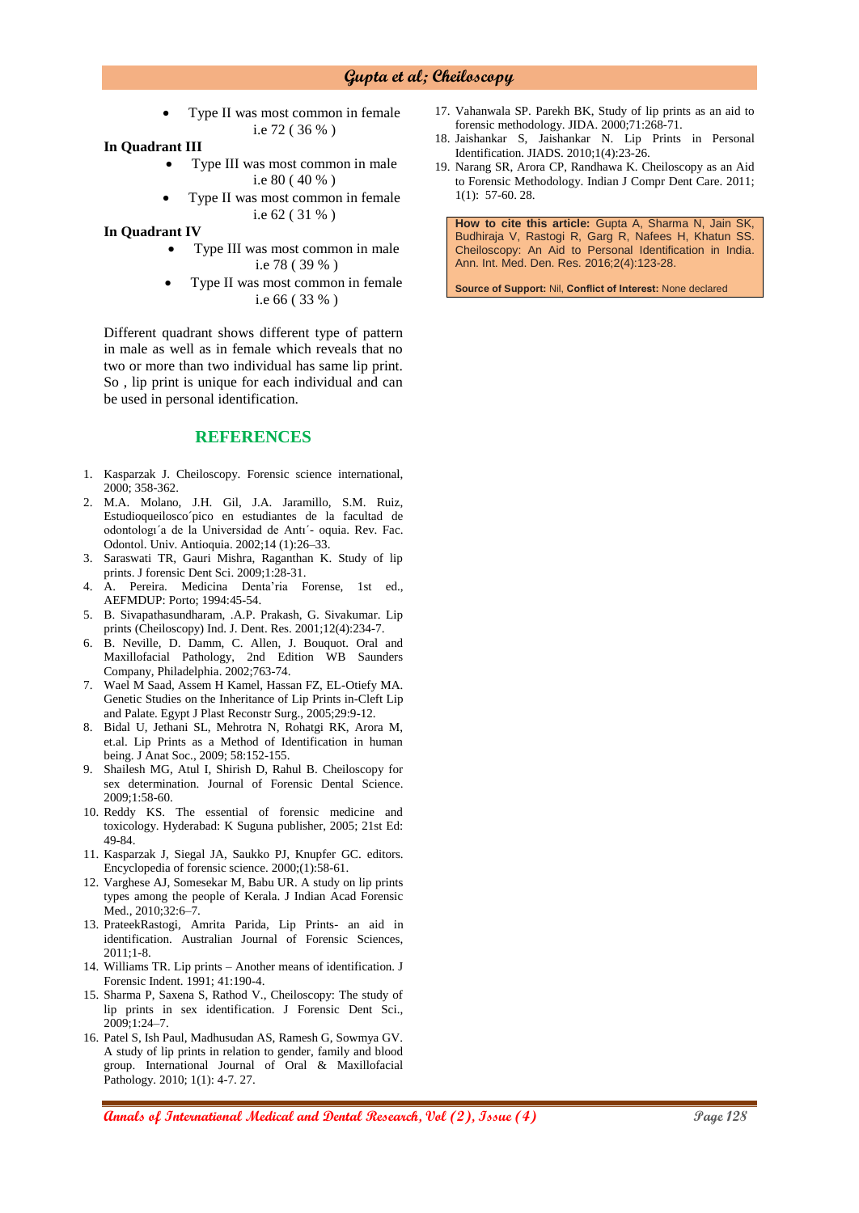- Type II was most common in female i.e 72 ( 36 % )

**In Quadrant III**

- Type III was most common in male i.e 80 ( 40 % )
- Type II was most common in female i.e 62 ( 31 % )

**In Quadrant IV**

- Type III was most common in male i.e 78 ( 39 % )
- Type II was most common in female i.e 66 ( 33 % )

Different quadrant shows different type of pattern in male as well as in female which reveals that no two or more than two individual has same lip print. So , lip print is unique for each individual and can be used in personal identification.

## REFERENCES

1. Kasparzak J. Cheiloscopy. Forensic science international, 2000; 358-362.
2. M.A. Molano, J.H. Gil, J.A. Jaramillo, S.M. Ruiz, Estudioqueilosco´pico en estudiantes de la facultad de odontologı´a de la Universidad de Antı´- oquia. Rev. Fac. Odontol. Univ. Antioquia. 2002;14 (1):26–33.
3. Saraswati TR, Gauri Mishra, Raganthan K. Study of lip prints. J forensic Dent Sci. 2009;1:28-31.
4. A. Pereira. Medicina Denta'ria Forense, 1st ed., AEFMDUP: Porto; 1994:45-54.
5. B. Sivapathasundharam, .A.P. Prakash, G. Sivakumar. Lip prints (Cheiloscopy) Ind. J. Dent. Res. 2001;12(4):234-7.
6. B. Neville, D. Damm, C. Allen, J. Bouquot. Oral and Maxillofacial Pathology, 2nd Edition WB Saunders Company, Philadelphia. 2002;763-74.
7. Wael M Saad, Assem H Kamel, Hassan FZ, EL-Otiefy MA. Genetic Studies on the Inheritance of Lip Prints in-Cleft Lip and Palate. Egypt J Plast Reconstr Surg., 2005;29:9-12.
8. Bidal U, Jethani SL, Mehrotra N, Rohatgi RK, Arora M, et.al. Lip Prints as a Method of Identification in human being. J Anat Soc., 2009; 58:152-155.
9. Shailesh MG, Atul I, Shirish D, Rahul B. Cheiloscopy for sex determination. Journal of Forensic Dental Science. 2009;1:58-60.
10. Reddy KS. The essential of forensic medicine and toxicology. Hyderabad: K Suguna publisher, 2005; 21st Ed: 49-84.
11. Kasparzak J, Siegal JA, Saukko PJ, Knupfer GC. editors. Encyclopedia of forensic science. 2000;(1):58-61.
12. Varghese AJ, Somesekar M, Babu UR. A study on lip prints types among the people of Kerala. J Indian Acad Forensic Med., 2010;32:6–7.
13. PrateekRastogi, Amrita Parida, Lip Prints- an aid in identification. Australian Journal of Forensic Sciences, 2011;1-8.
14. Williams TR. Lip prints – Another means of identification. J Forensic Indent. 1991; 41:190-4.
15. Sharma P, Saxena S, Rathod V., Cheiloscopy: The study of lip prints in sex identification. J Forensic Dent Sci., 2009;1:24–7.
16. Patel S, Ish Paul, Madhusudan AS, Ramesh G, Sowmya GV. A study of lip prints in relation to gender, family and blood group. International Journal of Oral & Maxillofacial Pathology. 2010; 1(1): 4-7. 27.
17. Vahanwala SP. Parekh BK, Study of lip prints as an aid to forensic methodology. JIDA. 2000;71:268-71.
18. Jaishankar S, Jaishankar N. Lip Prints in Personal Identification. JIADS. 2010;1(4):23-26.
19. Narang SR, Arora CP, Randhawa K. Cheiloscopy as an Aid to Forensic Methodology. Indian J Compr Dent Care. 2011; 1(1): 57-60. 28.

**How to cite this article:** Gupta A, Sharma N, Jain SK, Budhiraja V, Rastogi R, Garg R, Nafees H, Khatun SS. Cheiloscopy: An Aid to Personal Identification in India. Ann. Int. Med. Den. Res. 2016;2(4):123-28.

**Source of Support:** Nil, **Conflict of Interest:** None declared